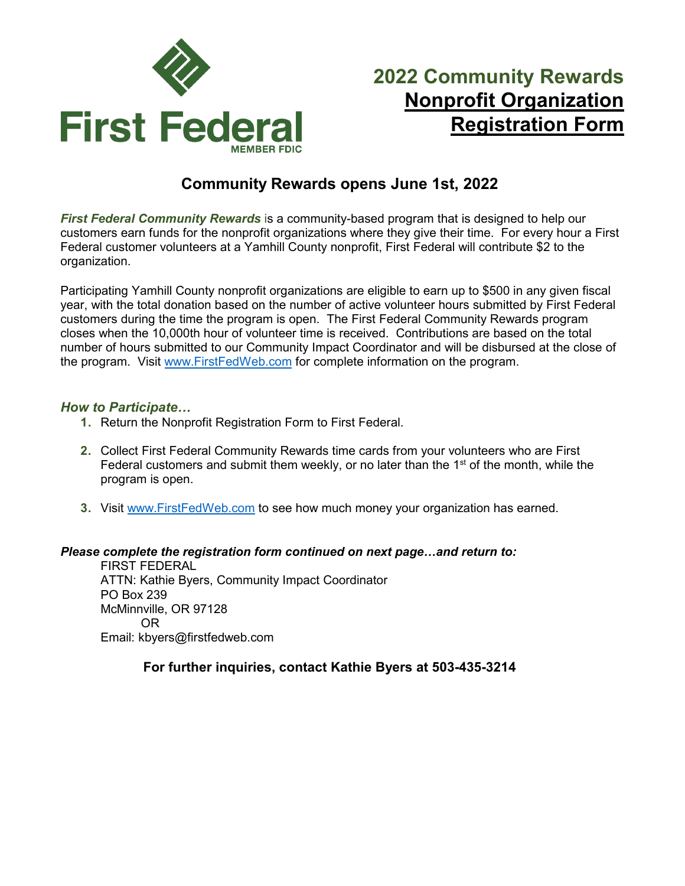First Federal

MEMBER FDIC

# 2022 Community Rewards **Nonprofit Organization Registration Form**

## Community Rewards opens June 1st, 2022

***First Federal Community Rewards*** is a community-based program that is designed to help our customers earn funds for the nonprofit organizations where they give their time. For every hour a First Federal customer volunteers at a Yamhill County nonprofit, First Federal will contribute $2 to the organization.

Participating Yamhill County nonprofit organizations are eligible to earn up to $500 in any given fiscal year, with the total donation based on the number of active volunteer hours submitted by First Federal customers during the time the program is open. The First Federal Community Rewards program closes when the 10,000th hour of volunteer time is received. Contributions are based on the total number of hours submitted to our Community Impact Coordinator and will be disbursed at the close of the program. Visit www.FirstFedWeb.com for complete information on the program.

### *How to Participate…*

1. Return the Nonprofit Registration Form to First Federal.
2. Collect First Federal Community Rewards time cards from your volunteers who are First Federal customers and submit them weekly, or no later than the 1st of the month, while the program is open.
3. Visit www.FirstFedWeb.com to see how much money your organization has earned.

***Please complete the registration form continued on next page…and return to:***

FIRST FEDERAL
ATTN: Kathie Byers, Community Impact Coordinator
PO Box 239
McMinnville, OR 97128
OR
Email: kbyers@firstfedweb.com

**For further inquiries, contact Kathie Byers at 503-435-3214**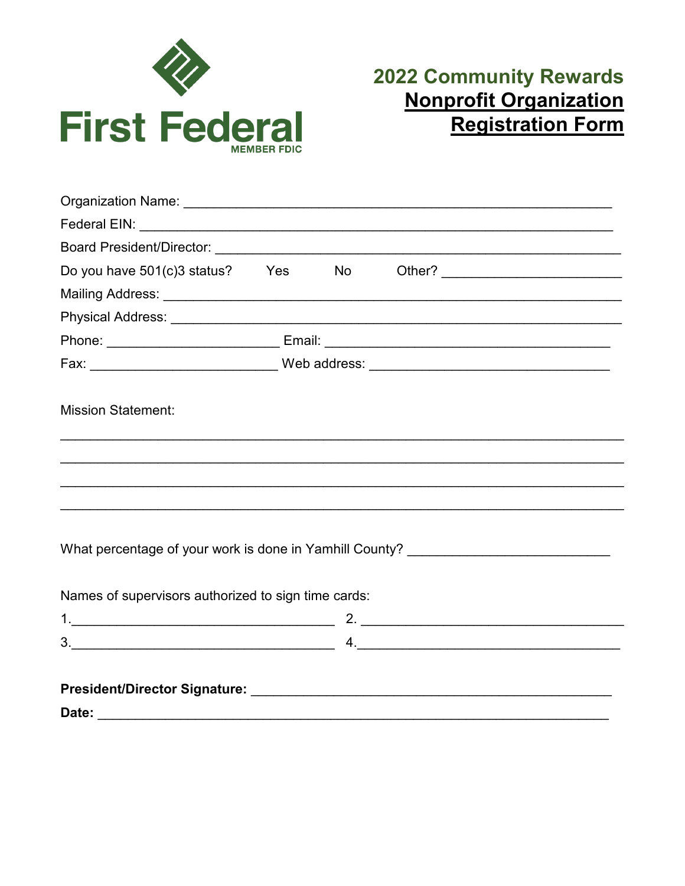First Federal
MEMBER FDIC

# 2022 Community Rewards
## Nonprofit Organization Registration Form

Organization Name: ____________________________________________________________

Federal EIN: _________________________________________________________________

Board President/Director: _______________________________________________________

Do you have 501(c)3 status? Yes No Other? _________________________

Mailing Address: ______________________________________________________________

Physical Address: _____________________________________________________________

Phone: _______________________ Email: _______________________________________

Fax: _________________________ Web address: _________________________________

Mission Statement:

___________________________________________________________________________

___________________________________________________________________________

___________________________________________________________________________

___________________________________________________________________________

What percentage of your work is done in Yamhill County? ___________________________

Names of supervisors authorized to sign time cards:

1.___________________________________ 2. ___________________________________

3.___________________________________ 4.____________________________________

**President/Director Signature:** _______________________________________________

**Date:** ____________________________________________________________________